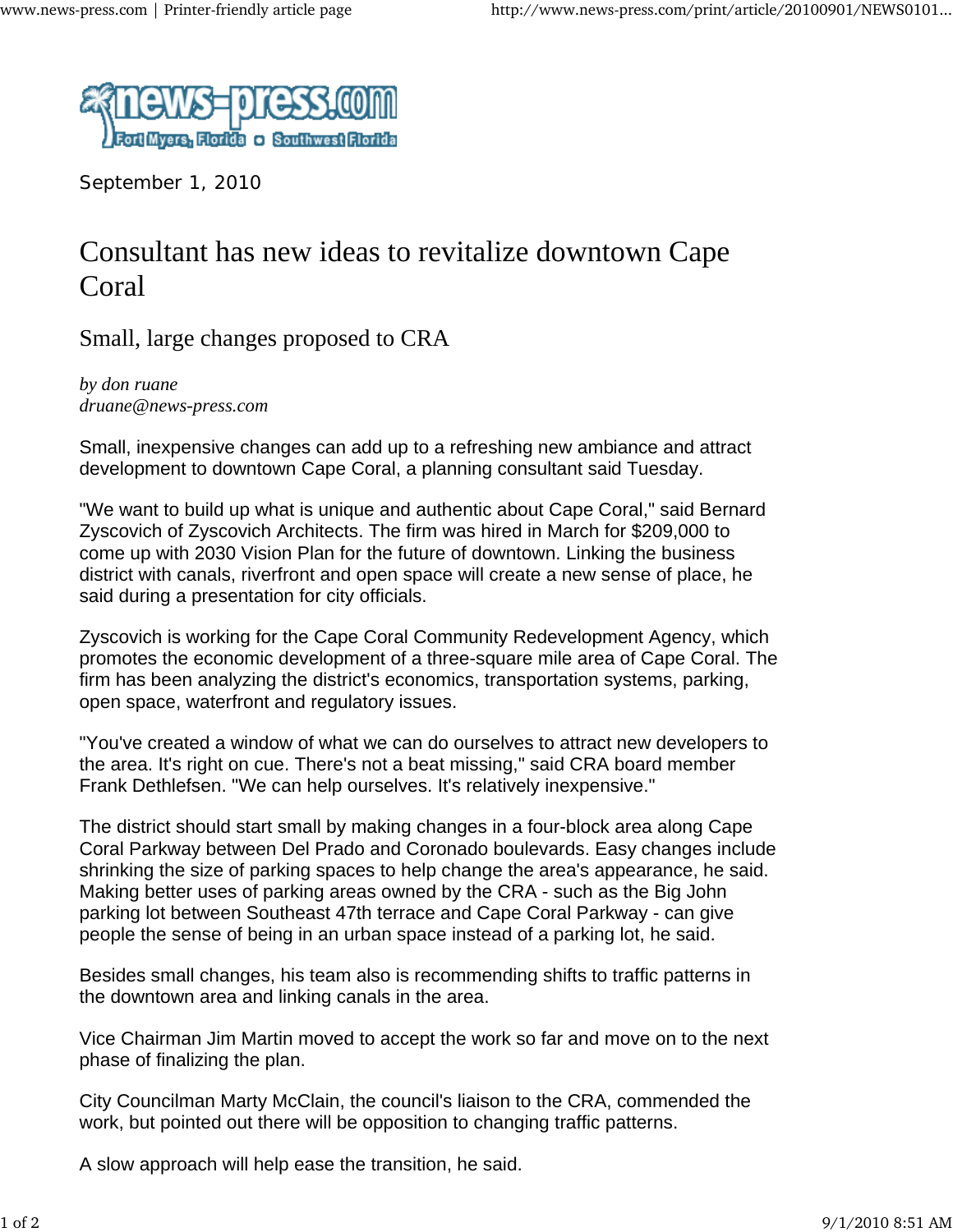September 1, 2010

# Consultant has new ideas to revitalize downtown Cape Coral

## Small, large changes proposed to CRA

*by don ruane*
*druane@news-press.com*

Small, inexpensive changes can add up to a refreshing new ambiance and attract development to downtown Cape Coral, a planning consultant said Tuesday.

"We want to build up what is unique and authentic about Cape Coral," said Bernard Zyscovich of Zyscovich Architects. The firm was hired in March for $209,000 to come up with 2030 Vision Plan for the future of downtown. Linking the business district with canals, riverfront and open space will create a new sense of place, he said during a presentation for city officials.

Zyscovich is working for the Cape Coral Community Redevelopment Agency, which promotes the economic development of a three-square mile area of Cape Coral. The firm has been analyzing the district's economics, transportation systems, parking, open space, waterfront and regulatory issues.

"You've created a window of what we can do ourselves to attract new developers to the area. It's right on cue. There's not a beat missing," said CRA board member Frank Dethlefsen. "We can help ourselves. It's relatively inexpensive."

The district should start small by making changes in a four-block area along Cape Coral Parkway between Del Prado and Coronado boulevards. Easy changes include shrinking the size of parking spaces to help change the area's appearance, he said. Making better uses of parking areas owned by the CRA - such as the Big John parking lot between Southeast 47th terrace and Cape Coral Parkway - can give people the sense of being in an urban space instead of a parking lot, he said.

Besides small changes, his team also is recommending shifts to traffic patterns in the downtown area and linking canals in the area.

Vice Chairman Jim Martin moved to accept the work so far and move on to the next phase of finalizing the plan.

City Councilman Marty McClain, the council's liaison to the CRA, commended the work, but pointed out there will be opposition to changing traffic patterns.

A slow approach will help ease the transition, he said.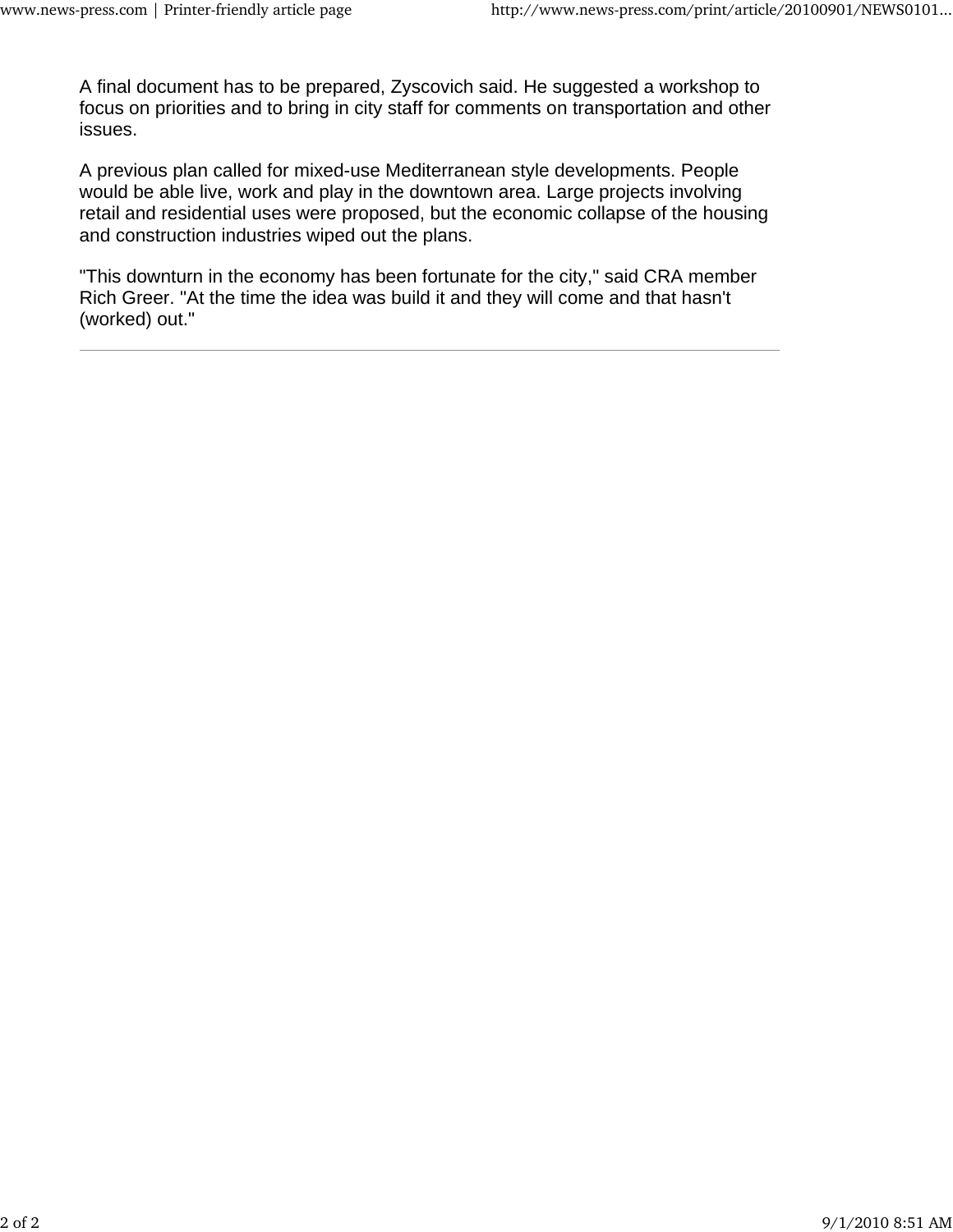A final document has to be prepared, Zyscovich said. He suggested a workshop to focus on priorities and to bring in city staff for comments on transportation and other issues.

A previous plan called for mixed-use Mediterranean style developments. People would be able live, work and play in the downtown area. Large projects involving retail and residential uses were proposed, but the economic collapse of the housing and construction industries wiped out the plans.

"This downturn in the economy has been fortunate for the city," said CRA member Rich Greer. "At the time the idea was build it and they will come and that hasn't (worked) out."

---